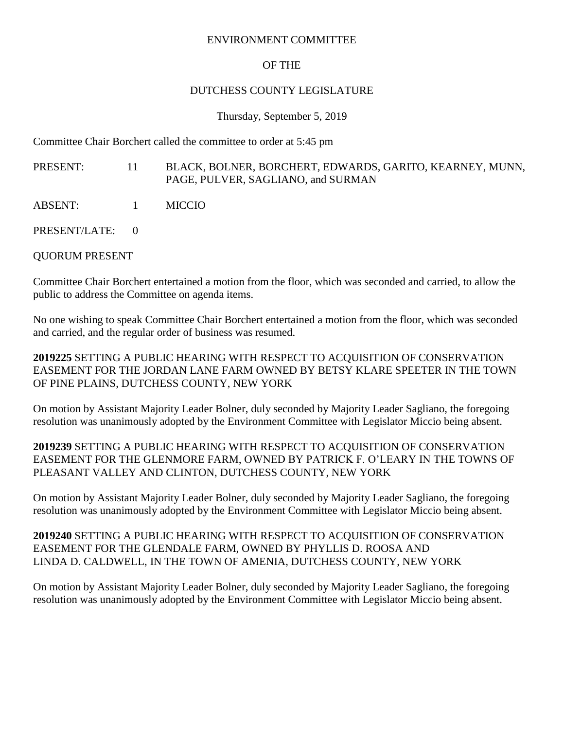# ENVIRONMENT COMMITTEE

## OF THE

## DUTCHESS COUNTY LEGISLATURE

Thursday, September 5, 2019

Committee Chair Borchert called the committee to order at 5:45 pm

| | | |
|---|---|---|
| PRESENT: | 11 | BLACK, BOLNER, BORCHERT, EDWARDS, GARITO, KEARNEY, MUNN, PAGE, PULVER, SAGLIANO, and SURMAN |
| ABSENT: | 1 | MICCIO |
| PRESENT/LATE: | 0 | |

QUORUM PRESENT

Committee Chair Borchert entertained a motion from the floor, which was seconded and carried, to allow the public to address the Committee on agenda items.

No one wishing to speak Committee Chair Borchert entertained a motion from the floor, which was seconded and carried, and the regular order of business was resumed.

**2019225** SETTING A PUBLIC HEARING WITH RESPECT TO ACQUISITION OF CONSERVATION EASEMENT FOR THE JORDAN LANE FARM OWNED BY BETSY KLARE SPEETER IN THE TOWN OF PINE PLAINS, DUTCHESS COUNTY, NEW YORK

On motion by Assistant Majority Leader Bolner, duly seconded by Majority Leader Sagliano, the foregoing resolution was unanimously adopted by the Environment Committee with Legislator Miccio being absent.

**2019239** SETTING A PUBLIC HEARING WITH RESPECT TO ACQUISITION OF CONSERVATION EASEMENT FOR THE GLENMORE FARM, OWNED BY PATRICK F. O'LEARY IN THE TOWNS OF PLEASANT VALLEY AND CLINTON, DUTCHESS COUNTY, NEW YORK

On motion by Assistant Majority Leader Bolner, duly seconded by Majority Leader Sagliano, the foregoing resolution was unanimously adopted by the Environment Committee with Legislator Miccio being absent.

**2019240** SETTING A PUBLIC HEARING WITH RESPECT TO ACQUISITION OF CONSERVATION EASEMENT FOR THE GLENDALE FARM, OWNED BY PHYLLIS D. ROOSA AND LINDA D. CALDWELL, IN THE TOWN OF AMENIA, DUTCHESS COUNTY, NEW YORK

On motion by Assistant Majority Leader Bolner, duly seconded by Majority Leader Sagliano, the foregoing resolution was unanimously adopted by the Environment Committee with Legislator Miccio being absent.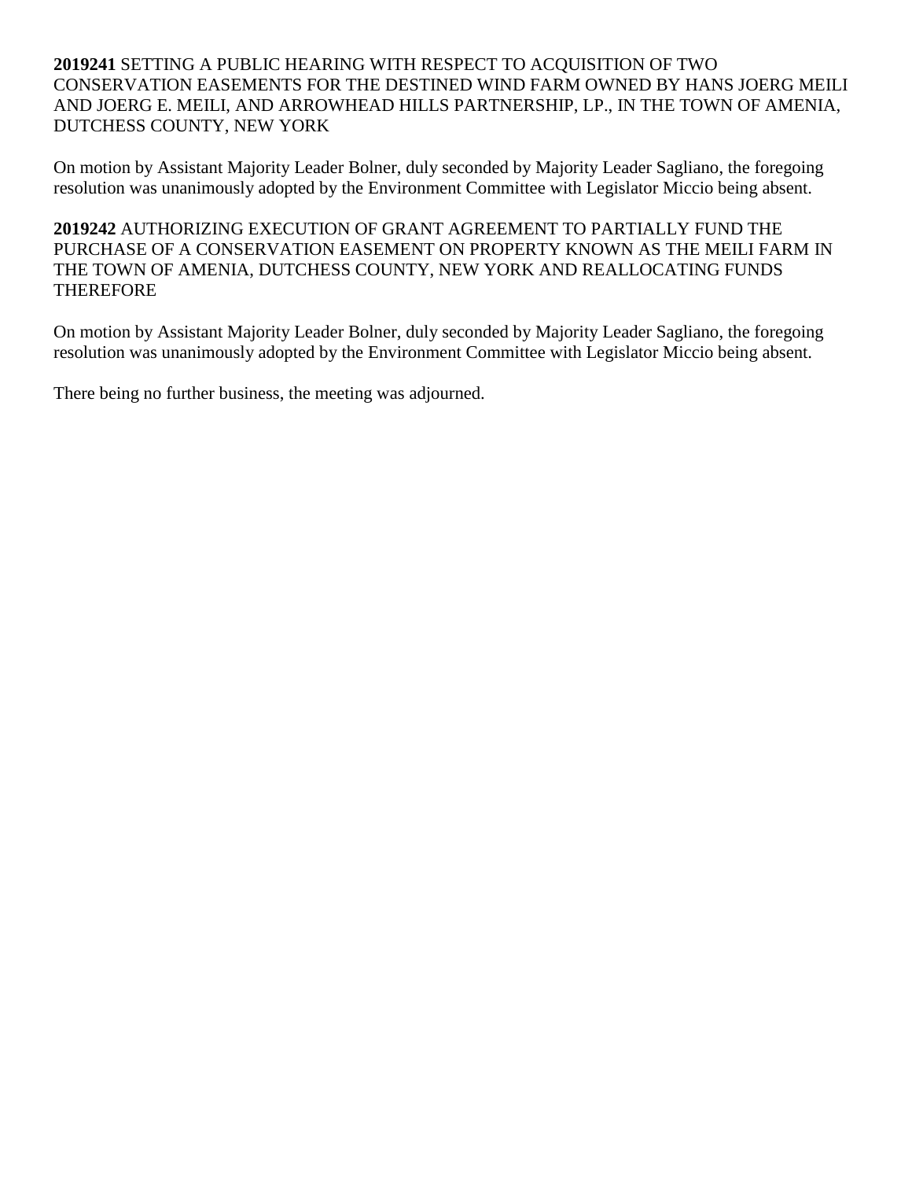**2019241** SETTING A PUBLIC HEARING WITH RESPECT TO ACQUISITION OF TWO CONSERVATION EASEMENTS FOR THE DESTINED WIND FARM OWNED BY HANS JOERG MEILI AND JOERG E. MEILI, AND ARROWHEAD HILLS PARTNERSHIP, LP., IN THE TOWN OF AMENIA, DUTCHESS COUNTY, NEW YORK

On motion by Assistant Majority Leader Bolner, duly seconded by Majority Leader Sagliano, the foregoing resolution was unanimously adopted by the Environment Committee with Legislator Miccio being absent.

**2019242** AUTHORIZING EXECUTION OF GRANT AGREEMENT TO PARTIALLY FUND THE PURCHASE OF A CONSERVATION EASEMENT ON PROPERTY KNOWN AS THE MEILI FARM IN THE TOWN OF AMENIA, DUTCHESS COUNTY, NEW YORK AND REALLOCATING FUNDS THEREFORE

On motion by Assistant Majority Leader Bolner, duly seconded by Majority Leader Sagliano, the foregoing resolution was unanimously adopted by the Environment Committee with Legislator Miccio being absent.

There being no further business, the meeting was adjourned.